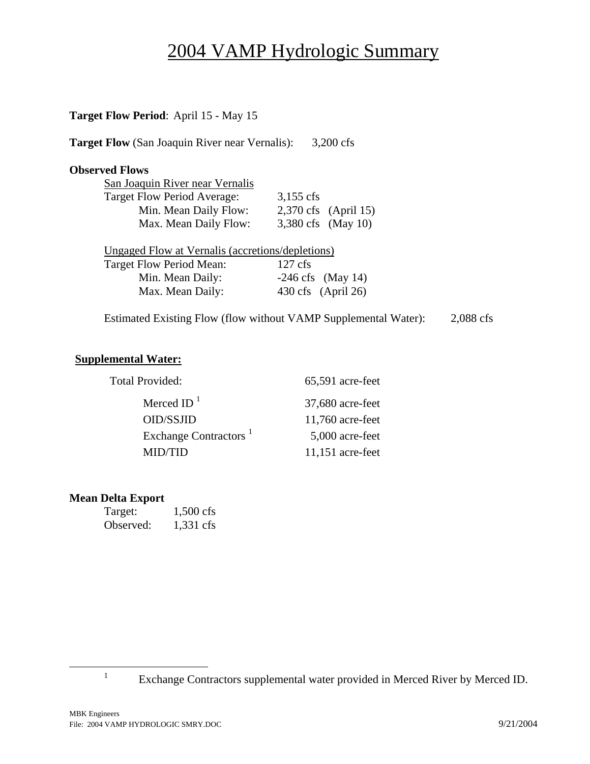# 2004 VAMP Hydrologic Summary

**Target Flow Period**: April 15 - May 15

**Target Flow** (San Joaquin River near Vernalis): 3,200 cfs

**Observed Flows**

San Joaquin River near Vernalis

| | | |
|---|---|---|
| Target Flow Period Average: | 3,155 cfs | |
| Min. Mean Daily Flow: | 2,370 cfs | (April 15) |
| Max. Mean Daily Flow: | 3,380 cfs | (May 10) |

Ungaged Flow at Vernalis (accretions/depletions)

| | | |
|---|---|---|
| Target Flow Period Mean: | 127 cfs | |
| Min. Mean Daily: | -246 cfs | (May 14) |
| Max. Mean Daily: | 430 cfs | (April 26) |

Estimated Existing Flow (flow without VAMP Supplemental Water): 2,088 cfs

**Supplemental Water:**

| | |
|---|---|
| Total Provided: | 65,591 acre-feet |
| Merced ID [1] | 37,680 acre-feet |
| OID/SSJID | 11,760 acre-feet |
| Exchange Contractors [1] | 5,000 acre-feet |
| MID/TID | 11,151 acre-feet |

**Mean Delta Export**

| | |
|---|---|
| Target: | 1,500 cfs |
| Observed: | 1,331 cfs |

---

[1] Exchange Contractors supplemental water provided in Merced River by Merced ID.

MBK Engineers
File: 2004 VAMP HYDROLOGIC SMRY.DOC 9/21/2004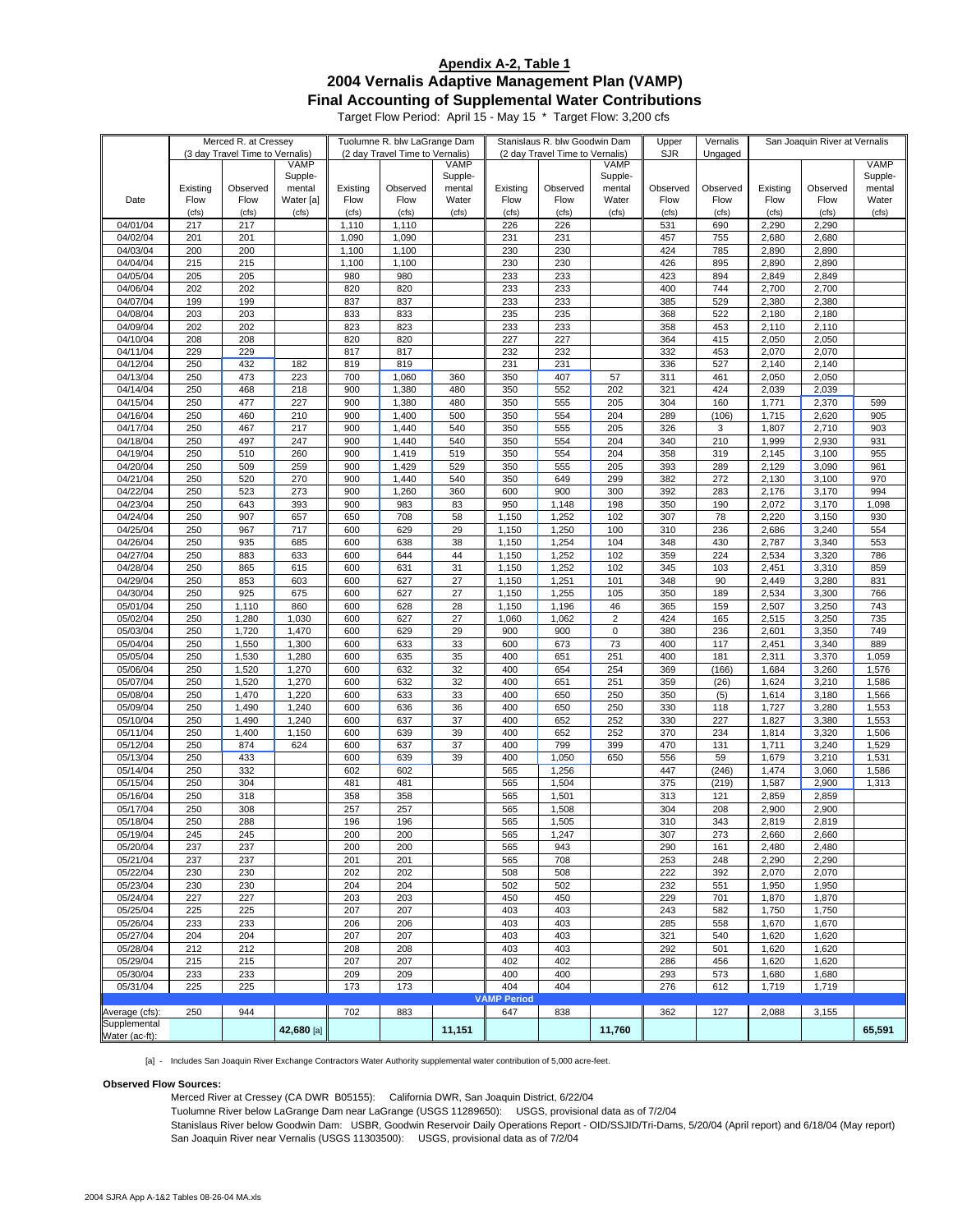**Apendix A-2, Table 1**

# 2004 Vernalis Adaptive Management Plan (VAMP)

## Final Accounting of Supplemental Water Contributions

Target Flow Period: April 15 - May 15 * Target Flow: 3,200 cfs

| Date | Merced R. at Cressey (3 day Travel Time to Vernalis) Existing Flow (cfs) | Merced Observed Flow (cfs) | Merced VAMP Supplemental Water [a] (cfs) | Tuolumne R. blw LaGrange Dam (2 day Travel Time to Vernalis) Existing Flow (cfs) | Tuolumne Observed Flow (cfs) | Tuolumne VAMP Supplemental Water (cfs) | Stanislaus R. blw Goodwin Dam (2 day Travel Time to Vernalis) Existing Flow (cfs) | Stanislaus Observed Flow (cfs) | Stanislaus VAMP Supplemental Water (cfs) | Upper SJR Observed Flow (cfs) | Vernalis Ungaged Observed Flow (cfs) | San Joaquin River at Vernalis Existing Flow (cfs) | SJR Vernalis Observed Flow (cfs) | SJR Vernalis VAMP Supplemental Water (cfs) |
|---|---|---|---|---|---|---|---|---|---|---|---|---|---|---|
| 04/01/04 | 217 | 217 | | 1,110 | 1,110 | | 226 | 226 | | 531 | 690 | 2,290 | 2,290 | |
| 04/02/04 | 201 | 201 | | 1,090 | 1,090 | | 231 | 231 | | 457 | 755 | 2,680 | 2,680 | |
| 04/03/04 | 200 | 200 | | 1,100 | 1,100 | | 230 | 230 | | 424 | 785 | 2,890 | 2,890 | |
| 04/04/04 | 215 | 215 | | 1,100 | 1,100 | | 230 | 230 | | 426 | 895 | 2,890 | 2,890 | |
| 04/05/04 | 205 | 205 | | 980 | 980 | | 233 | 233 | | 423 | 894 | 2,849 | 2,849 | |
| 04/06/04 | 202 | 202 | | 820 | 820 | | 233 | 233 | | 400 | 744 | 2,700 | 2,700 | |
| 04/07/04 | 199 | 199 | | 837 | 837 | | 233 | 233 | | 385 | 529 | 2,380 | 2,380 | |
| 04/08/04 | 203 | 203 | | 833 | 833 | | 235 | 235 | | 368 | 522 | 2,180 | 2,180 | |
| 04/09/04 | 202 | 202 | | 823 | 823 | | 233 | 233 | | 358 | 453 | 2,110 | 2,110 | |
| 04/10/04 | 208 | 208 | | 820 | 820 | | 227 | 227 | | 364 | 415 | 2,050 | 2,050 | |
| 04/11/04 | 229 | 229 | | 817 | 817 | | 232 | 232 | | 332 | 453 | 2,070 | 2,070 | |
| 04/12/04 | 250 | 432 | 182 | 819 | 819 | | 231 | 231 | | 336 | 527 | 2,140 | 2,140 | |
| 04/13/04 | 250 | 473 | 223 | 700 | 1,060 | 360 | 350 | 407 | 57 | 311 | 461 | 2,050 | 2,050 | |
| 04/14/04 | 250 | 468 | 218 | 900 | 1,380 | 480 | 350 | 552 | 202 | 321 | 424 | 2,039 | 2,039 | |
| 04/15/04 | 250 | 477 | 227 | 900 | 1,380 | 480 | 350 | 555 | 205 | 304 | 160 | 1,771 | 2,370 | 599 |
| 04/16/04 | 250 | 460 | 210 | 900 | 1,400 | 500 | 350 | 554 | 204 | 289 | (106) | 1,715 | 2,620 | 905 |
| 04/17/04 | 250 | 467 | 217 | 900 | 1,440 | 540 | 350 | 555 | 205 | 326 | 3 | 1,807 | 2,710 | 903 |
| 04/18/04 | 250 | 497 | 247 | 900 | 1,440 | 540 | 350 | 554 | 204 | 340 | 210 | 1,999 | 2,930 | 931 |
| 04/19/04 | 250 | 510 | 260 | 900 | 1,419 | 519 | 350 | 554 | 204 | 358 | 319 | 2,145 | 3,100 | 955 |
| 04/20/04 | 250 | 509 | 259 | 900 | 1,429 | 529 | 350 | 555 | 205 | 393 | 289 | 2,129 | 3,090 | 961 |
| 04/21/04 | 250 | 520 | 270 | 900 | 1,440 | 540 | 350 | 649 | 299 | 382 | 272 | 2,130 | 3,100 | 970 |
| 04/22/04 | 250 | 523 | 273 | 900 | 1,260 | 360 | 600 | 900 | 300 | 392 | 283 | 2,176 | 3,170 | 994 |
| 04/23/04 | 250 | 643 | 393 | 900 | 983 | 83 | 950 | 1,148 | 198 | 350 | 190 | 2,072 | 3,170 | 1,098 |
| 04/24/04 | 250 | 907 | 657 | 650 | 708 | 58 | 1,150 | 1,252 | 102 | 307 | 78 | 2,220 | 3,150 | 930 |
| 04/25/04 | 250 | 967 | 717 | 600 | 629 | 29 | 1,150 | 1,250 | 100 | 310 | 236 | 2,686 | 3,240 | 554 |
| 04/26/04 | 250 | 935 | 685 | 600 | 638 | 38 | 1,150 | 1,254 | 104 | 348 | 430 | 2,787 | 3,340 | 553 |
| 04/27/04 | 250 | 883 | 633 | 600 | 644 | 44 | 1,150 | 1,252 | 102 | 359 | 224 | 2,534 | 3,320 | 786 |
| 04/28/04 | 250 | 865 | 615 | 600 | 631 | 31 | 1,150 | 1,252 | 102 | 345 | 103 | 2,451 | 3,310 | 859 |
| 04/29/04 | 250 | 853 | 603 | 600 | 627 | 27 | 1,150 | 1,251 | 101 | 348 | 90 | 2,449 | 3,280 | 831 |
| 04/30/04 | 250 | 925 | 675 | 600 | 627 | 27 | 1,150 | 1,255 | 105 | 350 | 189 | 2,534 | 3,300 | 766 |
| 05/01/04 | 250 | 1,110 | 860 | 600 | 628 | 28 | 1,150 | 1,196 | 46 | 365 | 159 | 2,507 | 3,250 | 743 |
| 05/02/04 | 250 | 1,280 | 1,030 | 600 | 627 | 27 | 1,060 | 1,062 | 2 | 424 | 165 | 2,515 | 3,250 | 735 |
| 05/03/04 | 250 | 1,720 | 1,470 | 600 | 629 | 29 | 900 | 900 | 0 | 380 | 236 | 2,601 | 3,350 | 749 |
| 05/04/04 | 250 | 1,550 | 1,300 | 600 | 633 | 33 | 600 | 673 | 73 | 400 | 117 | 2,451 | 3,340 | 889 |
| 05/05/04 | 250 | 1,530 | 1,280 | 600 | 635 | 35 | 400 | 651 | 251 | 400 | 181 | 2,311 | 3,370 | 1,059 |
| 05/06/04 | 250 | 1,520 | 1,270 | 600 | 632 | 32 | 400 | 654 | 254 | 369 | (166) | 1,684 | 3,260 | 1,576 |
| 05/07/04 | 250 | 1,520 | 1,270 | 600 | 632 | 32 | 400 | 651 | 251 | 359 | (26) | 1,624 | 3,210 | 1,586 |
| 05/08/04 | 250 | 1,470 | 1,220 | 600 | 633 | 33 | 400 | 650 | 250 | 350 | (5) | 1,614 | 3,180 | 1,566 |
| 05/09/04 | 250 | 1,490 | 1,240 | 600 | 636 | 36 | 400 | 650 | 250 | 330 | 118 | 1,727 | 3,280 | 1,553 |
| 05/10/04 | 250 | 1,490 | 1,240 | 600 | 637 | 37 | 400 | 652 | 252 | 330 | 227 | 1,827 | 3,380 | 1,553 |
| 05/11/04 | 250 | 1,400 | 1,150 | 600 | 639 | 39 | 400 | 652 | 252 | 370 | 234 | 1,814 | 3,320 | 1,506 |
| 05/12/04 | 250 | 874 | 624 | 600 | 637 | 37 | 400 | 799 | 399 | 470 | 131 | 1,711 | 3,240 | 1,529 |
| 05/13/04 | 250 | 433 | | 600 | 639 | 39 | 400 | 1,050 | 650 | 556 | 59 | 1,679 | 3,210 | 1,531 |
| 05/14/04 | 250 | 332 | | 602 | 602 | | 565 | 1,256 | | 447 | (246) | 1,474 | 3,060 | 1,586 |
| 05/15/04 | 250 | 304 | | 481 | 481 | | 565 | 1,504 | | 375 | (219) | 1,587 | 2,900 | 1,313 |
| 05/16/04 | 250 | 318 | | 358 | 358 | | 565 | 1,501 | | 313 | 121 | 2,859 | 2,859 | |
| 05/17/04 | 250 | 308 | | 257 | 257 | | 565 | 1,508 | | 304 | 208 | 2,900 | 2,900 | |
| 05/18/04 | 250 | 288 | | 196 | 196 | | 565 | 1,505 | | 310 | 343 | 2,819 | 2,819 | |
| 05/19/04 | 245 | 245 | | 200 | 200 | | 565 | 1,247 | | 307 | 273 | 2,660 | 2,660 | |
| 05/20/04 | 237 | 237 | | 200 | 200 | | 565 | 943 | | 290 | 161 | 2,480 | 2,480 | |
| 05/21/04 | 237 | 237 | | 201 | 201 | | 565 | 708 | | 253 | 248 | 2,290 | 2,290 | |
| 05/22/04 | 230 | 230 | | 202 | 202 | | 508 | 508 | | 222 | 392 | 2,070 | 2,070 | |
| 05/23/04 | 230 | 230 | | 204 | 204 | | 502 | 502 | | 232 | 551 | 1,950 | 1,950 | |
| 05/24/04 | 227 | 227 | | 203 | 203 | | 450 | 450 | | 229 | 701 | 1,870 | 1,870 | |
| 05/25/04 | 225 | 225 | | 207 | 207 | | 403 | 403 | | 243 | 582 | 1,750 | 1,750 | |
| 05/26/04 | 233 | 233 | | 206 | 206 | | 403 | 403 | | 285 | 558 | 1,670 | 1,670 | |
| 05/27/04 | 204 | 204 | | 207 | 207 | | 403 | 403 | | 321 | 540 | 1,620 | 1,620 | |
| 05/28/04 | 212 | 212 | | 208 | 208 | | 403 | 403 | | 292 | 501 | 1,620 | 1,620 | |
| 05/29/04 | 215 | 215 | | 207 | 207 | | 402 | 402 | | 286 | 456 | 1,620 | 1,620 | |
| 05/30/04 | 233 | 233 | | 209 | 209 | | 400 | 400 | | 293 | 573 | 1,680 | 1,680 | |
| 05/31/04 | 225 | 225 | | 173 | 173 | | 404 | 404 | | 276 | 612 | 1,719 | 1,719 | |
| **VAMP Period** | | | | | | | | | | | | | | |
| Average (cfs): | 250 | 944 | | 702 | 883 | | 647 | 838 | | 362 | 127 | 2,088 | 3,155 | |
| Supplemental Water (ac-ft): | | | 42,680 [a] | | | 11,151 | | | 11,760 | | | | | 65,591 |

[a] - Includes San Joaquin River Exchange Contractors Water Authority supplemental water contribution of 5,000 acre-feet.

**Observed Flow Sources:**

Merced River at Cressey (CA DWR B05155): California DWR, San Joaquin District, 6/22/04

Tuolumne River below LaGrange Dam near LaGrange (USGS 11289650): USGS, provisional data as of 7/2/04

Stanislaus River below Goodwin Dam: USBR, Goodwin Reservoir Daily Operations Report - OID/SSJID/Tri-Dams, 5/20/04 (April report) and 6/18/04 (May report)

San Joaquin River near Vernalis (USGS 11303500): USGS, provisional data as of 7/2/04

2004 SJRA App A-1&2 Tables 08-26-04 MA.xls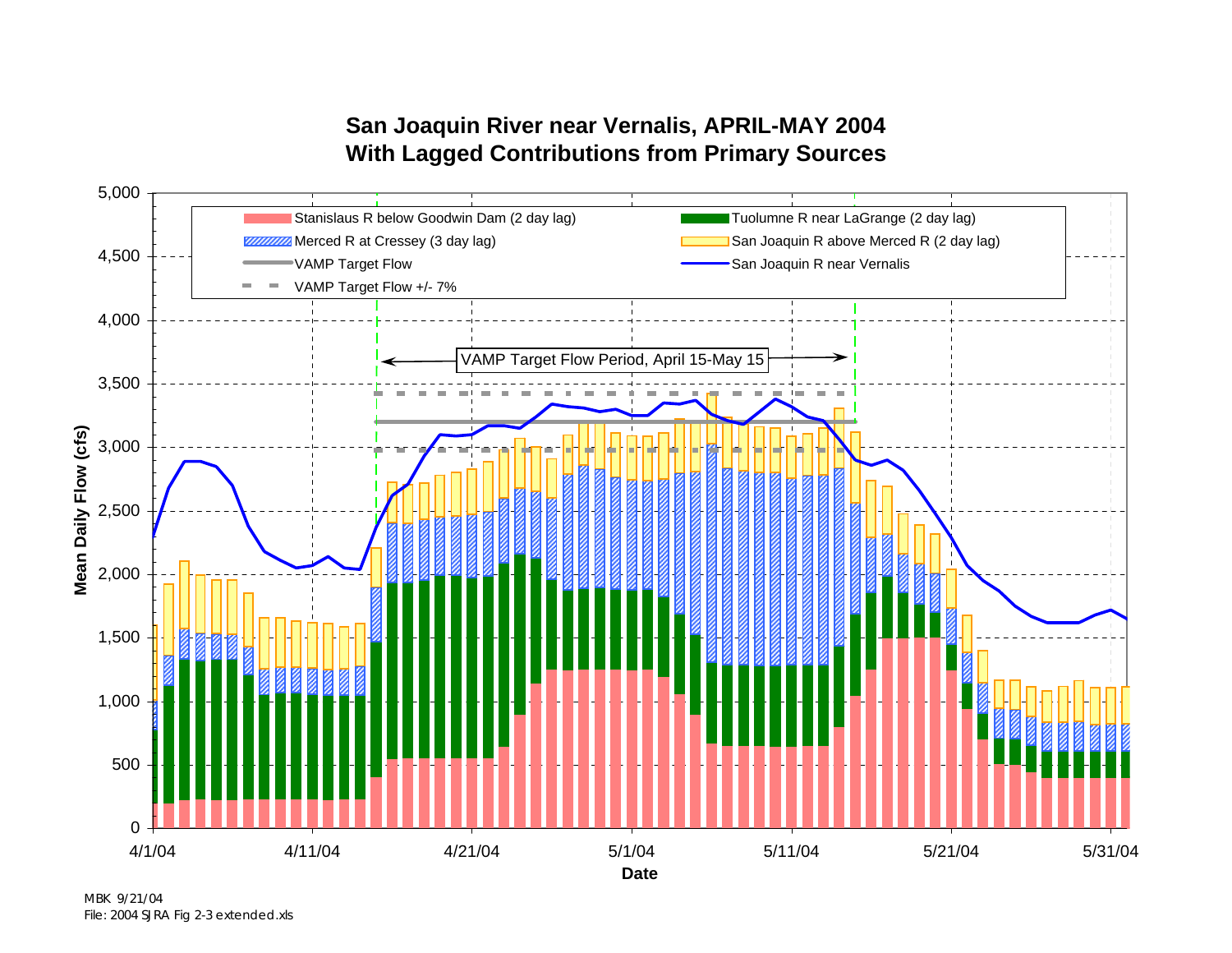## San Joaquin River near Vernalis, APRIL-MAY 2004
## With Lagged Contributions from Primary Sources

Legend:
- Stanislaus R below Goodwin Dam (2 day lag)
- Tuolumne R near LaGrange (2 day lag)
- Merced R at Cressey (3 day lag)
- San Joaquin R above Merced R (2 day lag)
- VAMP Target Flow
- San Joaquin R near Vernalis
- VAMP Target Flow +/- 7%

VAMP Target Flow Period, April 15-May 15

Mean Daily Flow (cfs): 0, 500, 1,000, 1,500, 2,000, 2,500, 3,000, 3,500, 4,000, 4,500, 5,000

Date: 4/1/04, 4/11/04, 4/21/04, 5/1/04, 5/11/04, 5/21/04, 5/31/04

MBK 9/21/04
File: 2004 SJRA Fig 2-3 extended.xls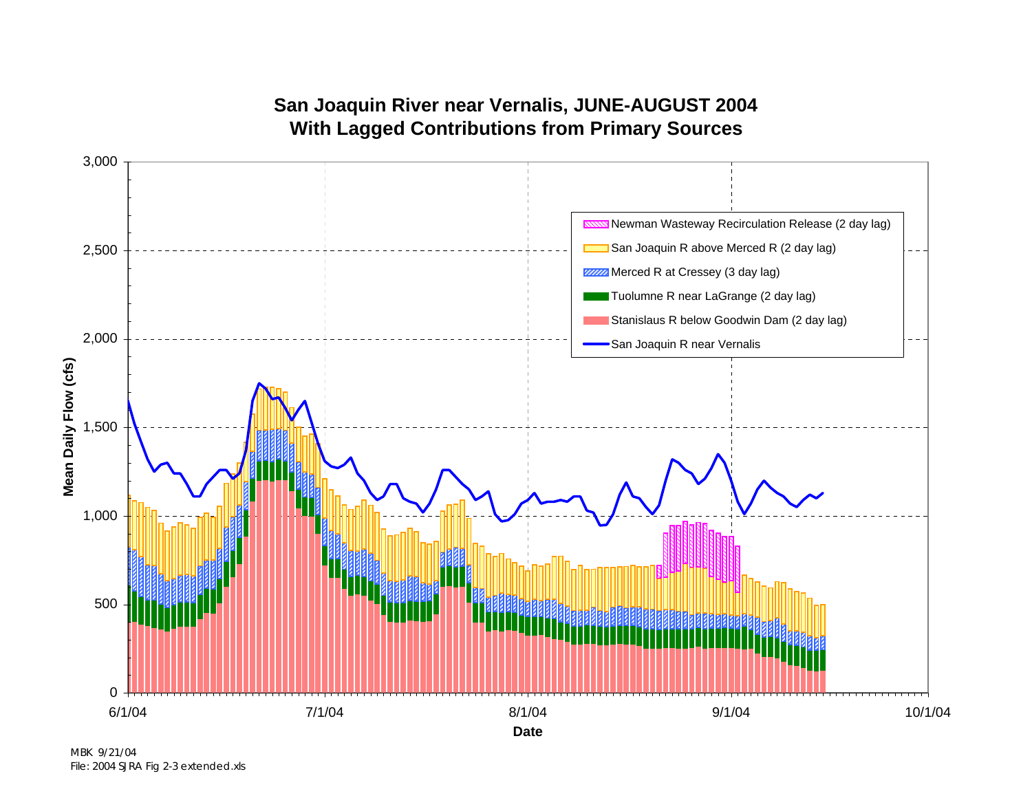## San Joaquin River near Vernalis, JUNE-AUGUST 2004
## With Lagged Contributions from Primary Sources

- Newman Wasteway Recirculation Release (2 day lag)
- San Joaquin R above Merced R (2 day lag)
- Merced R at Cressey (3 day lag)
- Tuolumne R near LaGrange (2 day lag)
- Stanislaus R below Goodwin Dam (2 day lag)
- San Joaquin R near Vernalis

Mean Daily Flow (cfs): 0, 500, 1,000, 1,500, 2,000, 2,500, 3,000

Date: 6/1/04, 7/1/04, 8/1/04, 9/1/04, 10/1/04

MBK 9/21/04
File: 2004 SJRA Fig 2-3 extended.xls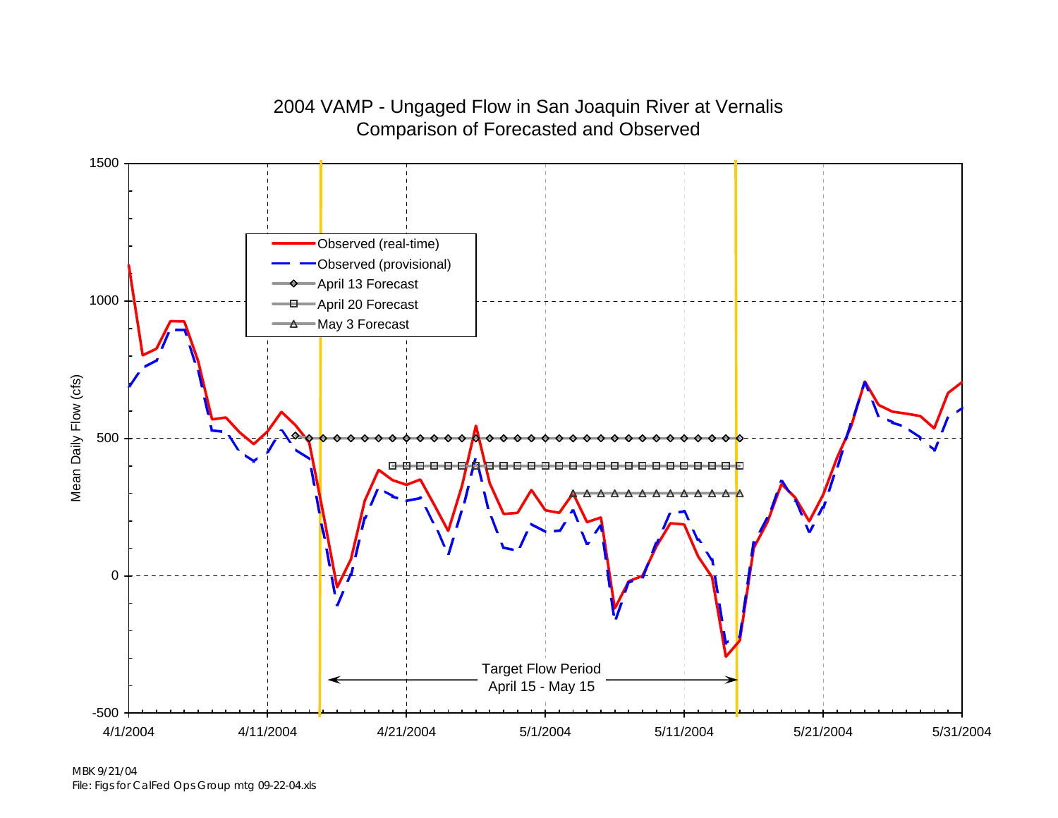## 2004 VAMP - Ungaged Flow in San Joaquin River at Vernalis
## Comparison of Forecasted and Observed

Mean Daily Flow (cfs)

Legend:
- Observed (real-time)
- Observed (provisional)
- April 13 Forecast
- April 20 Forecast
- May 3 Forecast

Target Flow Period
April 15 - May 15

MBK 9/21/04
File: Figs for CalFed Ops Group mtg 09-22-04.xls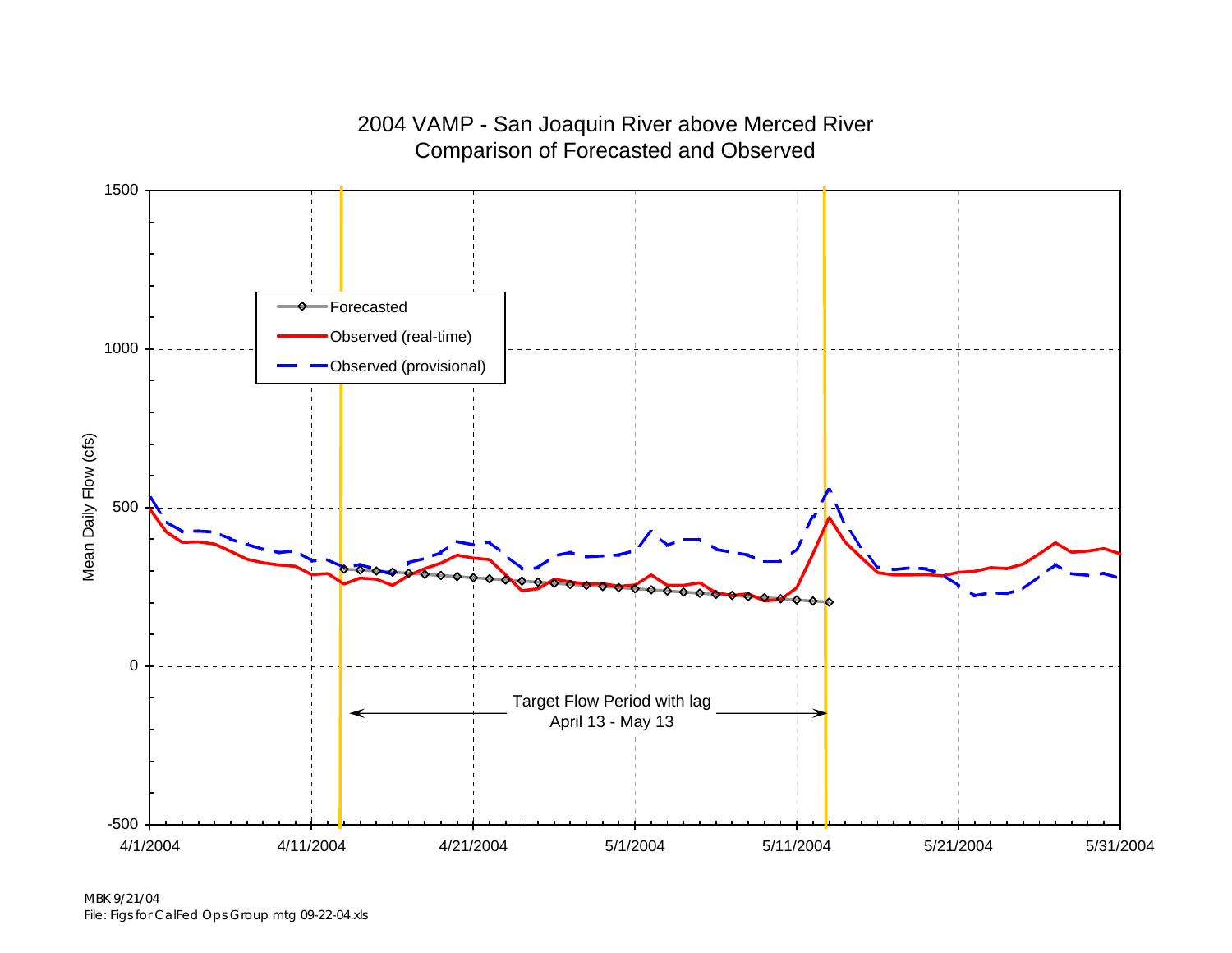# 2004 VAMP - San Joaquin River above Merced River
## Comparison of Forecasted and Observed

Legend:
- Forecasted
- Observed (real-time)
- Observed (provisional)

Y-axis: Mean Daily Flow (cfs) — 1500, 1000, 500, 0, -500

X-axis: 4/1/2004, 4/11/2004, 4/21/2004, 5/1/2004, 5/11/2004, 5/21/2004, 5/31/2004

Target Flow Period with lag
April 13 - May 13

MBK 9/21/04
File: Figs for CalFed Ops Group mtg 09-22-04.xls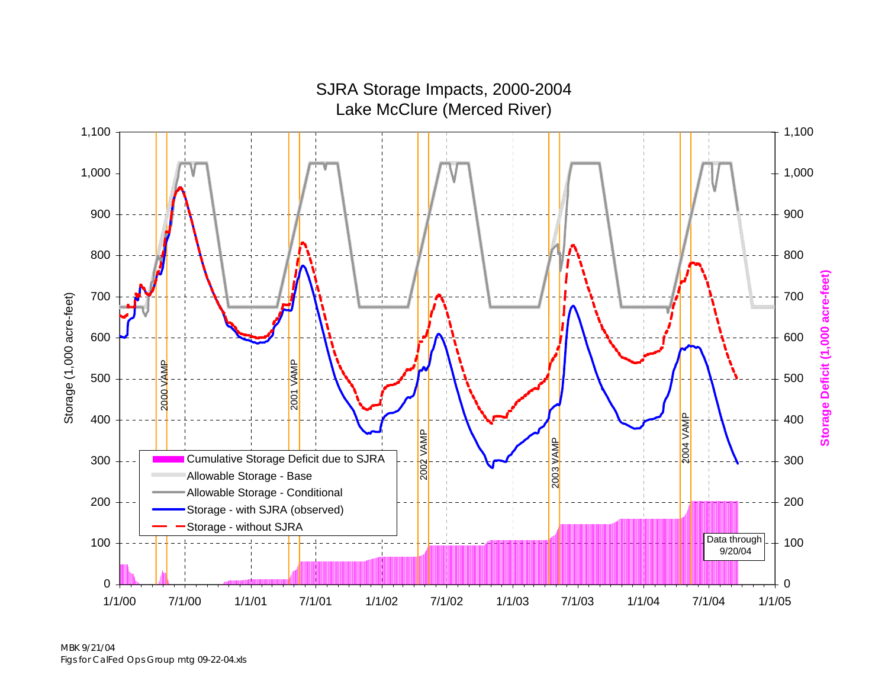# SJRA Storage Impacts, 2000-2004
## Lake McClure (Merced River)

Storage (1,000 acre-feet)

Storage Deficit (1,000 acre-feet)

- Cumulative Storage Deficit due to SJRA
- Allowable Storage - Base
- Allowable Storage - Conditional
- Storage - with SJRA (observed)
- Storage - without SJRA

2000 VAMP

2001 VAMP

2002 VAMP

2003 VAMP

2004 VAMP

Data through 9/20/04

1/1/00 | 7/1/00 | 1/1/01 | 7/1/01 | 1/1/02 | 7/1/02 | 1/1/03 | 7/1/03 | 1/1/04 | 7/1/04 | 1/1/05

MBK 9/21/04
Figs for CalFed Ops Group mtg 09-22-04.xls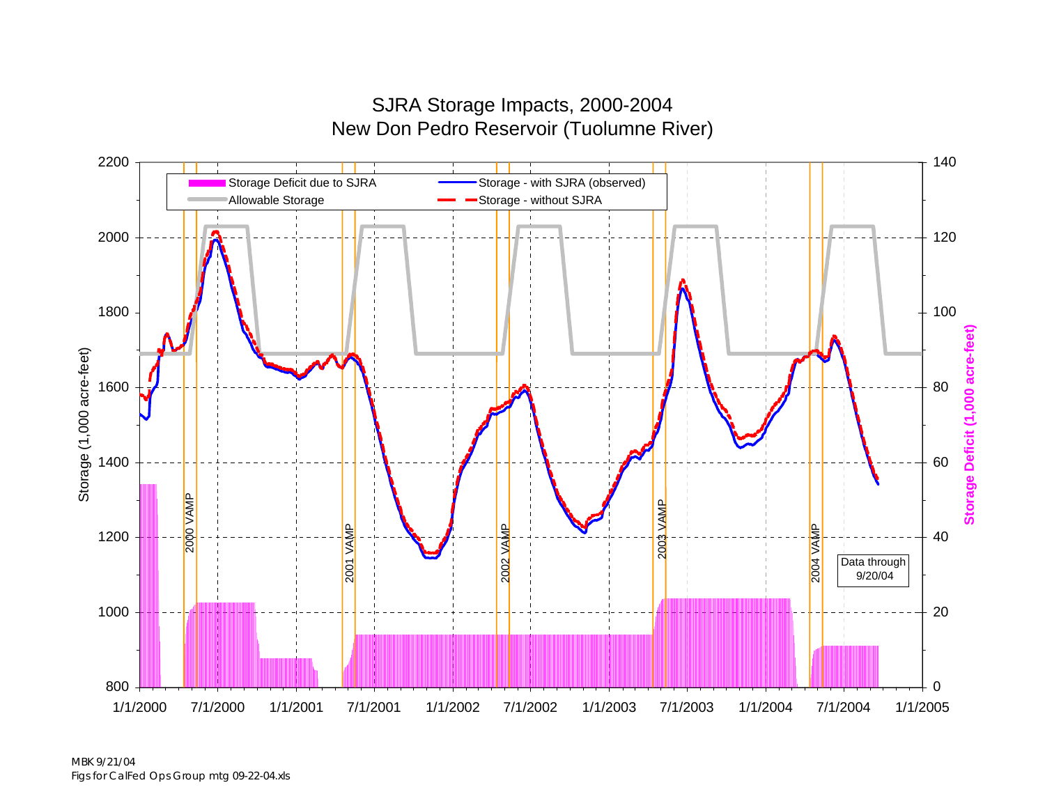SJRA Storage Impacts, 2000-2004
New Don Pedro Reservoir (Tuolumne River)

Storage Deficit due to SJRA
Allowable Storage
Storage - with SJRA (observed)
Storage - without SJRA

Storage (1,000 acre-feet)

2200
2000
1800
1600
1400
1200
1000
800

Storage Deficit (1,000 acre-feet)

140
120
100
80
60
40
20
0

2000 VAMP
2001 VAMP
2002 VAMP
2003 VAMP
2004 VAMP

Data through
9/20/04

1/1/2000
7/1/2000
1/1/2001
7/1/2001
1/1/2002
7/1/2002
1/1/2003
7/1/2003
1/1/2004
7/1/2004
1/1/2005

MBK 9/21/04
Figs for CalFed Ops Group mtg 09-22-04.xls